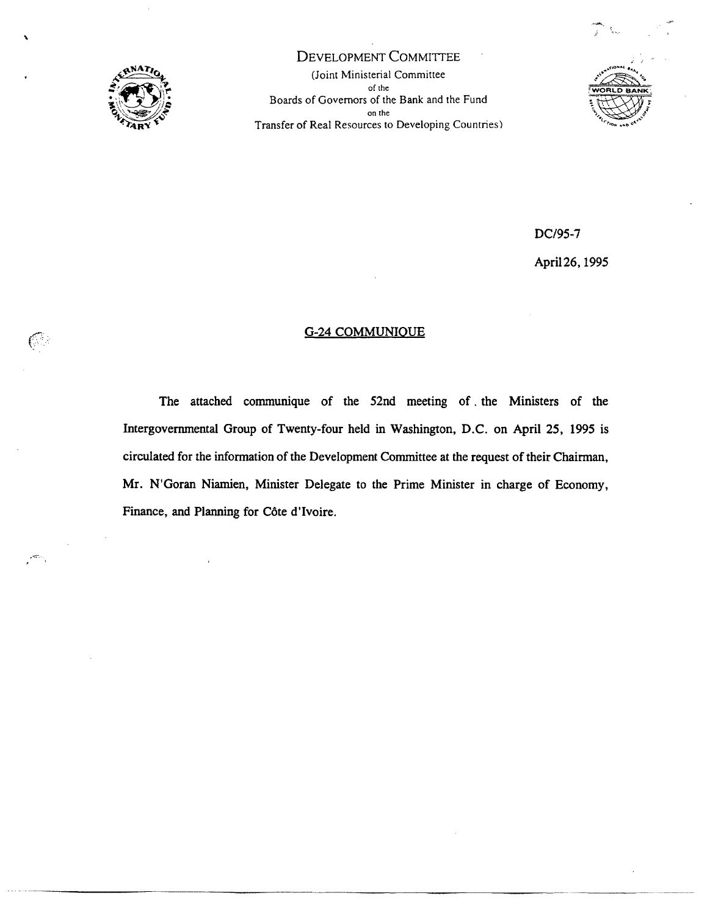# DEVELOPMENT COMMITTEE

(Joint Ministerial Committee
of the
Boards of Governors of the Bank and the Fund
on the
Transfer of Real Resources to Developing Countries)

DC/95-7

April 26, 1995

## G-24 COMMUNIQUE

The attached communique of the 52nd meeting of the Ministers of the Intergovernmental Group of Twenty-four held in Washington, D.C. on April 25, 1995 is circulated for the information of the Development Committee at the request of their Chairman, Mr. N'Goran Niamien, Minister Delegate to the Prime Minister in charge of Economy, Finance, and Planning for Côte d'Ivoire.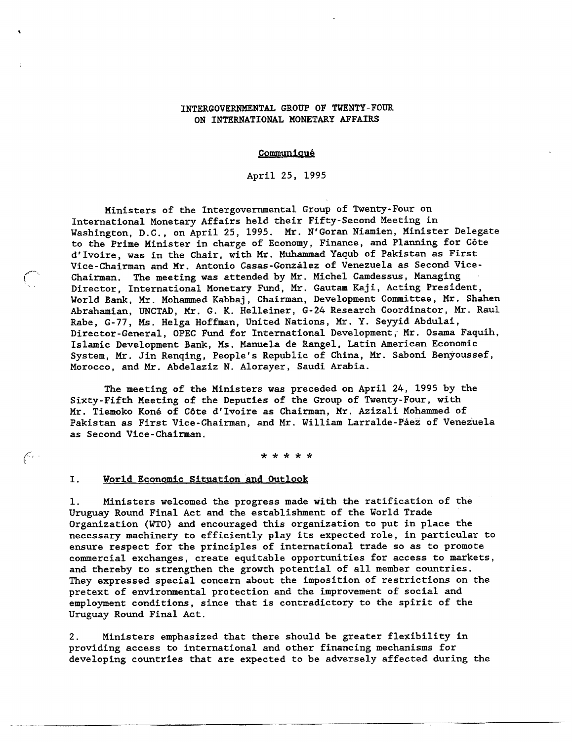INTERGOVERNMENTAL GROUP OF TWENTY-FOUR
ON INTERNATIONAL MONETARY AFFAIRS

Communiqué

April 25, 1995

Ministers of the Intergovernmental Group of Twenty-Four on International Monetary Affairs held their Fifty-Second Meeting in Washington, D.C., on April 25, 1995. Mr. N'Goran Niamien, Minister Delegate to the Prime Minister in charge of Economy, Finance, and Planning for Côte d'Ivoire, was in the Chair, with Mr. Muhammad Yaqub of Pakistan as First Vice-Chairman and Mr. Antonio Casas-González of Venezuela as Second Vice-Chairman. The meeting was attended by Mr. Michel Camdessus, Managing Director, International Monetary Fund, Mr. Gautam Kaji, Acting President, World Bank, Mr. Mohammed Kabbaj, Chairman, Development Committee, Mr. Shahen Abrahamian, UNCTAD, Mr. G. K. Helleiner, G-24 Research Coordinator, Mr. Raul Rabe, G-77, Ms. Helga Hoffman, United Nations, Mr. Y. Seyyid Abdulai, Director-General, OPEC Fund for International Development, Mr. Osama Faquih, Islamic Development Bank, Ms. Manuela de Rangel, Latin American Economic System, Mr. Jin Renqing, People's Republic of China, Mr. Saboni Benyoussef, Morocco, and Mr. Abdelaziz N. Alorayer, Saudi Arabia.

The meeting of the Ministers was preceded on April 24, 1995 by the Sixty-Fifth Meeting of the Deputies of the Group of Twenty-Four, with Mr. Tiemoko Koné of Côte d'Ivoire as Chairman, Mr. Azizali Mohammed of Pakistan as First Vice-Chairman, and Mr. William Larralde-Páez of Venezuela as Second Vice-Chairman.

\* \* \* \* \*

## I. World Economic Situation and Outlook

1. Ministers welcomed the progress made with the ratification of the Uruguay Round Final Act and the establishment of the World Trade Organization (WTO) and encouraged this organization to put in place the necessary machinery to efficiently play its expected role, in particular to ensure respect for the principles of international trade so as to promote commercial exchanges, create equitable opportunities for access to markets, and thereby to strengthen the growth potential of all member countries. They expressed special concern about the imposition of restrictions on the pretext of environmental protection and the improvement of social and employment conditions, since that is contradictory to the spirit of the Uruguay Round Final Act.

2. Ministers emphasized that there should be greater flexibility in providing access to international and other financing mechanisms for developing countries that are expected to be adversely affected during the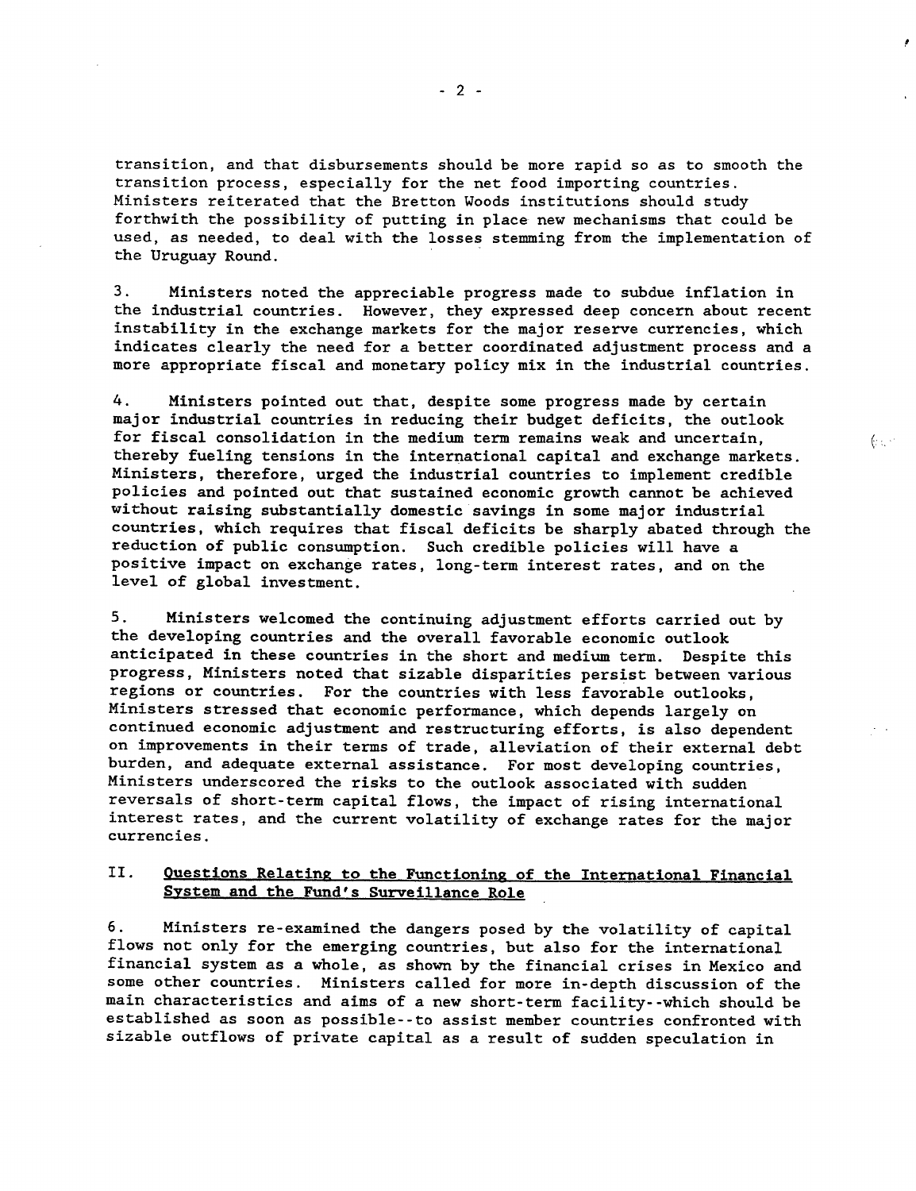transition, and that disbursements should be more rapid so as to smooth the transition process, especially for the net food importing countries. Ministers reiterated that the Bretton Woods institutions should study forthwith the possibility of putting in place new mechanisms that could be used, as needed, to deal with the losses stemming from the implementation of the Uruguay Round.

3. Ministers noted the appreciable progress made to subdue inflation in the industrial countries. However, they expressed deep concern about recent instability in the exchange markets for the major reserve currencies, which indicates clearly the need for a better coordinated adjustment process and a more appropriate fiscal and monetary policy mix in the industrial countries.

4. Ministers pointed out that, despite some progress made by certain major industrial countries in reducing their budget deficits, the outlook for fiscal consolidation in the medium term remains weak and uncertain, thereby fueling tensions in the international capital and exchange markets. Ministers, therefore, urged the industrial countries to implement credible policies and pointed out that sustained economic growth cannot be achieved without raising substantially domestic savings in some major industrial countries, which requires that fiscal deficits be sharply abated through the reduction of public consumption. Such credible policies will have a positive impact on exchange rates, long-term interest rates, and on the level of global investment.

5. Ministers welcomed the continuing adjustment efforts carried out by the developing countries and the overall favorable economic outlook anticipated in these countries in the short and medium term. Despite this progress, Ministers noted that sizable disparities persist between various regions or countries. For the countries with less favorable outlooks, Ministers stressed that economic performance, which depends largely on continued economic adjustment and restructuring efforts, is also dependent on improvements in their terms of trade, alleviation of their external debt burden, and adequate external assistance. For most developing countries, Ministers underscored the risks to the outlook associated with sudden reversals of short-term capital flows, the impact of rising international interest rates, and the current volatility of exchange rates for the major currencies.

## II. Questions Relating to the Functioning of the International Financial System and the Fund's Surveillance Role

6. Ministers re-examined the dangers posed by the volatility of capital flows not only for the emerging countries, but also for the international financial system as a whole, as shown by the financial crises in Mexico and some other countries. Ministers called for more in-depth discussion of the main characteristics and aims of a new short-term facility--which should be established as soon as possible--to assist member countries confronted with sizable outflows of private capital as a result of sudden speculation in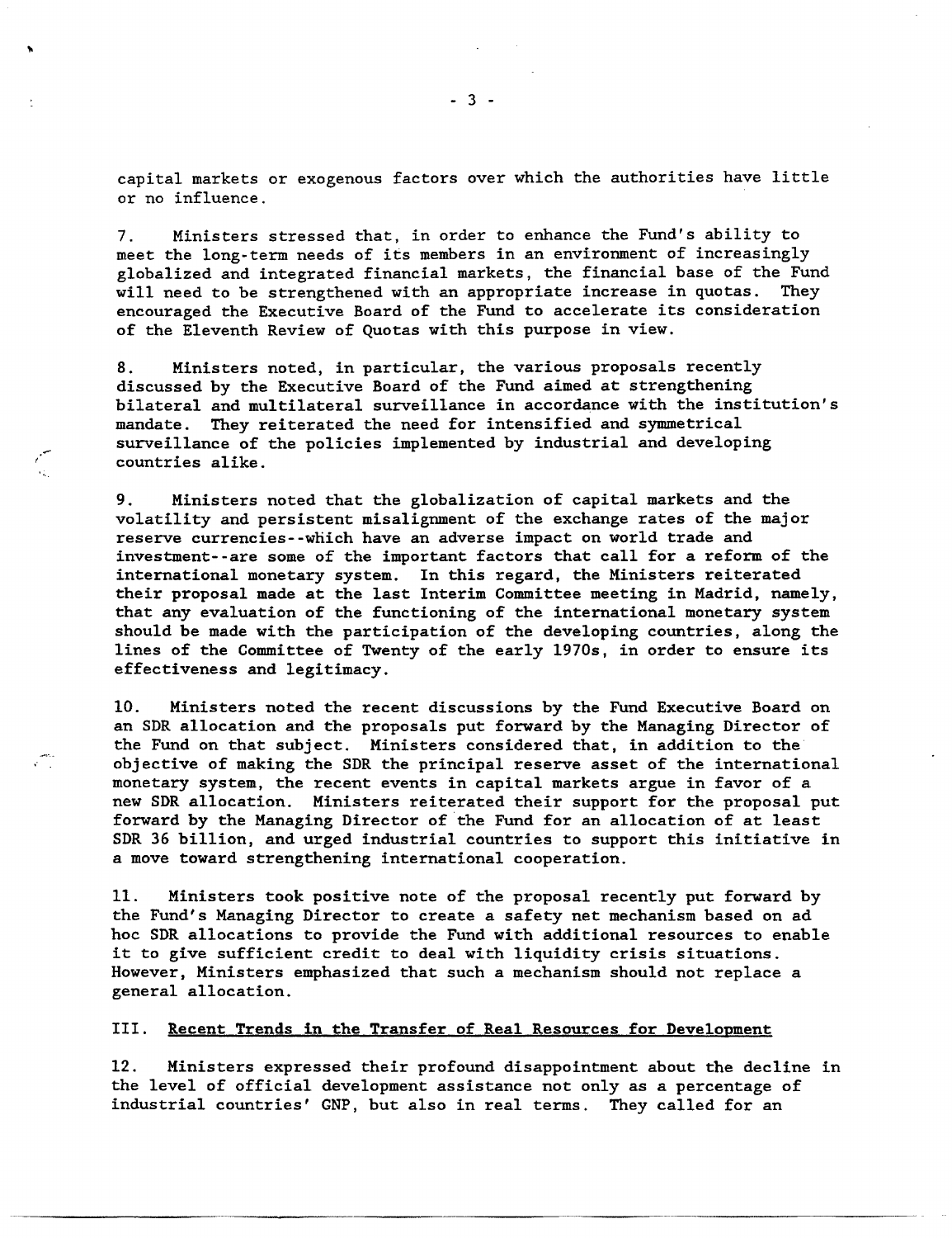capital markets or exogenous factors over which the authorities have little or no influence.

7. Ministers stressed that, in order to enhance the Fund's ability to meet the long-term needs of its members in an environment of increasingly globalized and integrated financial markets, the financial base of the Fund will need to be strengthened with an appropriate increase in quotas. They encouraged the Executive Board of the Fund to accelerate its consideration of the Eleventh Review of Quotas with this purpose in view.

8. Ministers noted, in particular, the various proposals recently discussed by the Executive Board of the Fund aimed at strengthening bilateral and multilateral surveillance in accordance with the institution's mandate. They reiterated the need for intensified and symmetrical surveillance of the policies implemented by industrial and developing countries alike.

9. Ministers noted that the globalization of capital markets and the volatility and persistent misalignment of the exchange rates of the major reserve currencies--which have an adverse impact on world trade and investment--are some of the important factors that call for a reform of the international monetary system. In this regard, the Ministers reiterated their proposal made at the last Interim Committee meeting in Madrid, namely, that any evaluation of the functioning of the international monetary system should be made with the participation of the developing countries, along the lines of the Committee of Twenty of the early 1970s, in order to ensure its effectiveness and legitimacy.

10. Ministers noted the recent discussions by the Fund Executive Board on an SDR allocation and the proposals put forward by the Managing Director of the Fund on that subject. Ministers considered that, in addition to the objective of making the SDR the principal reserve asset of the international monetary system, the recent events in capital markets argue in favor of a new SDR allocation. Ministers reiterated their support for the proposal put forward by the Managing Director of the Fund for an allocation of at least SDR 36 billion, and urged industrial countries to support this initiative in a move toward strengthening international cooperation.

11. Ministers took positive note of the proposal recently put forward by the Fund's Managing Director to create a safety net mechanism based on ad hoc SDR allocations to provide the Fund with additional resources to enable it to give sufficient credit to deal with liquidity crisis situations. However, Ministers emphasized that such a mechanism should not replace a general allocation.

## III. Recent Trends in the Transfer of Real Resources for Development

12. Ministers expressed their profound disappointment about the decline in the level of official development assistance not only as a percentage of industrial countries' GNP, but also in real terms. They called for an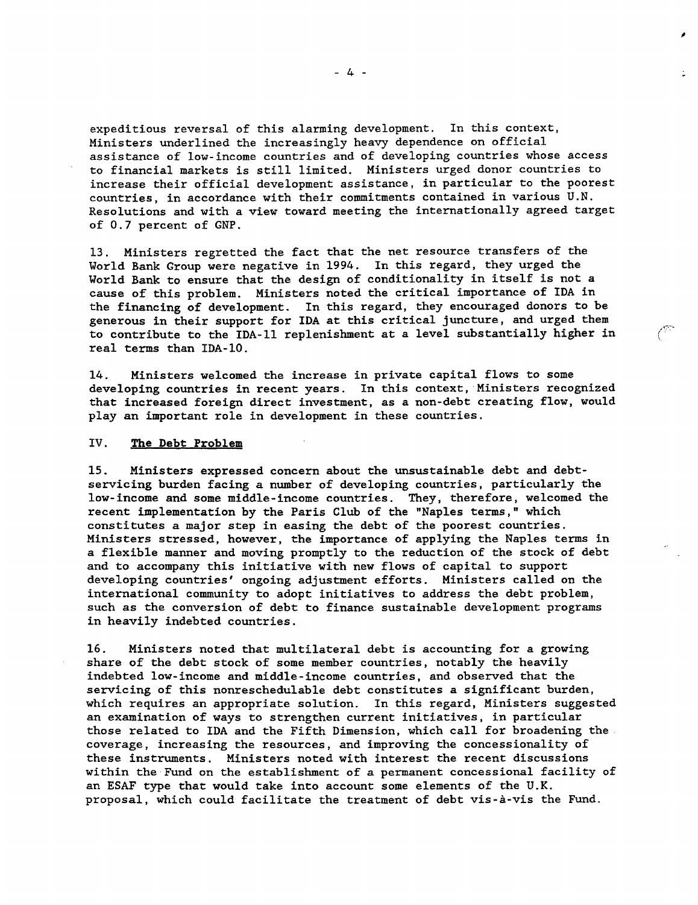expeditious reversal of this alarming development. In this context, Ministers underlined the increasingly heavy dependence on official assistance of low-income countries and of developing countries whose access to financial markets is still limited. Ministers urged donor countries to increase their official development assistance, in particular to the poorest countries, in accordance with their commitments contained in various U.N. Resolutions and with a view toward meeting the internationally agreed target of 0.7 percent of GNP.

13. Ministers regretted the fact that the net resource transfers of the World Bank Group were negative in 1994. In this regard, they urged the World Bank to ensure that the design of conditionality in itself is not a cause of this problem. Ministers noted the critical importance of IDA in the financing of development. In this regard, they encouraged donors to be generous in their support for IDA at this critical juncture, and urged them to contribute to the IDA-11 replenishment at a level substantially higher in real terms than IDA-10.

14. Ministers welcomed the increase in private capital flows to some developing countries in recent years. In this context, Ministers recognized that increased foreign direct investment, as a non-debt creating flow, would play an important role in development in these countries.

## IV. The Debt Problem

15. Ministers expressed concern about the unsustainable debt and debt-servicing burden facing a number of developing countries, particularly the low-income and some middle-income countries. They, therefore, welcomed the recent implementation by the Paris Club of the "Naples terms," which constitutes a major step in easing the debt of the poorest countries. Ministers stressed, however, the importance of applying the Naples terms in a flexible manner and moving promptly to the reduction of the stock of debt and to accompany this initiative with new flows of capital to support developing countries' ongoing adjustment efforts. Ministers called on the international community to adopt initiatives to address the debt problem, such as the conversion of debt to finance sustainable development programs in heavily indebted countries.

16. Ministers noted that multilateral debt is accounting for a growing share of the debt stock of some member countries, notably the heavily indebted low-income and middle-income countries, and observed that the servicing of this nonreschedulable debt constitutes a significant burden, which requires an appropriate solution. In this regard, Ministers suggested an examination of ways to strengthen current initiatives, in particular those related to IDA and the Fifth Dimension, which call for broadening the coverage, increasing the resources, and improving the concessionality of these instruments. Ministers noted with interest the recent discussions within the Fund on the establishment of a permanent concessional facility of an ESAF type that would take into account some elements of the U.K. proposal, which could facilitate the treatment of debt vis-à-vis the Fund.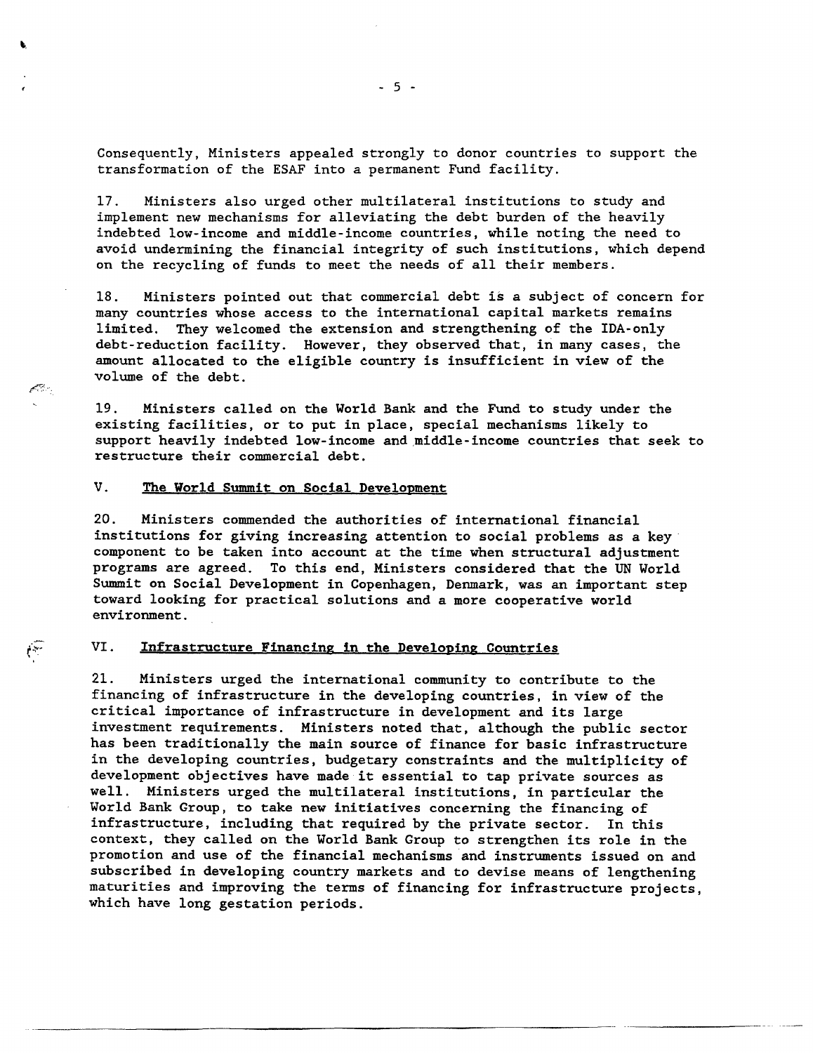Consequently, Ministers appealed strongly to donor countries to support the transformation of the ESAF into a permanent Fund facility.

17. Ministers also urged other multilateral institutions to study and implement new mechanisms for alleviating the debt burden of the heavily indebted low-income and middle-income countries, while noting the need to avoid undermining the financial integrity of such institutions, which depend on the recycling of funds to meet the needs of all their members.

18. Ministers pointed out that commercial debt is a subject of concern for many countries whose access to the international capital markets remains limited. They welcomed the extension and strengthening of the IDA-only debt-reduction facility. However, they observed that, in many cases, the amount allocated to the eligible country is insufficient in view of the volume of the debt.

19. Ministers called on the World Bank and the Fund to study under the existing facilities, or to put in place, special mechanisms likely to support heavily indebted low-income and middle-income countries that seek to restructure their commercial debt.

## V. The World Summit on Social Development

20. Ministers commended the authorities of international financial institutions for giving increasing attention to social problems as a key component to be taken into account at the time when structural adjustment programs are agreed. To this end, Ministers considered that the UN World Summit on Social Development in Copenhagen, Denmark, was an important step toward looking for practical solutions and a more cooperative world environment.

## VI. Infrastructure Financing in the Developing Countries

21. Ministers urged the international community to contribute to the financing of infrastructure in the developing countries, in view of the critical importance of infrastructure in development and its large investment requirements. Ministers noted that, although the public sector has been traditionally the main source of finance for basic infrastructure in the developing countries, budgetary constraints and the multiplicity of development objectives have made it essential to tap private sources as well. Ministers urged the multilateral institutions, in particular the World Bank Group, to take new initiatives concerning the financing of infrastructure, including that required by the private sector. In this context, they called on the World Bank Group to strengthen its role in the promotion and use of the financial mechanisms and instruments issued on and subscribed in developing country markets and to devise means of lengthening maturities and improving the terms of financing for infrastructure projects, which have long gestation periods.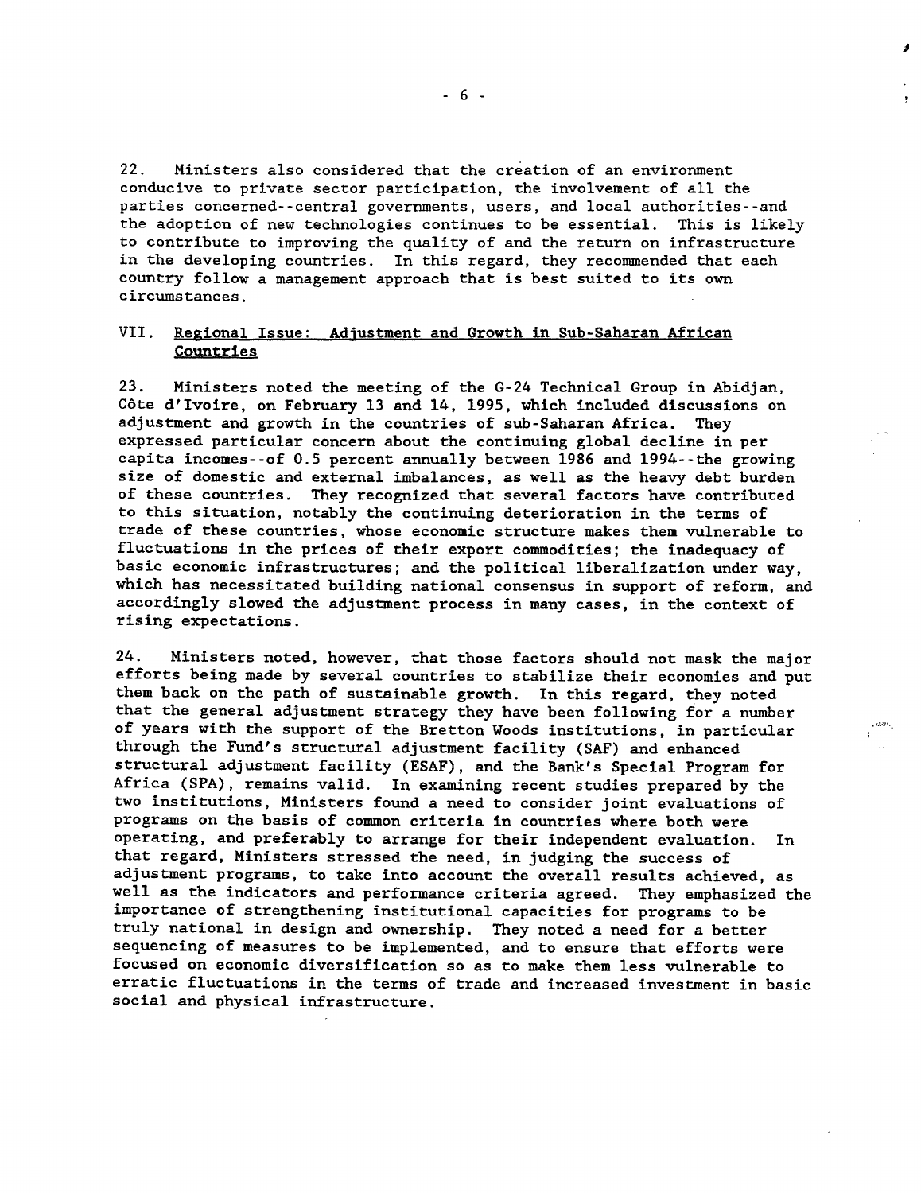22. Ministers also considered that the creation of an environment conducive to private sector participation, the involvement of all the parties concerned--central governments, users, and local authorities--and the adoption of new technologies continues to be essential. This is likely to contribute to improving the quality of and the return on infrastructure in the developing countries. In this regard, they recommended that each country follow a management approach that is best suited to its own circumstances.

## VII. Regional Issue: Adjustment and Growth in Sub-Saharan African Countries

23. Ministers noted the meeting of the G-24 Technical Group in Abidjan, Côte d'Ivoire, on February 13 and 14, 1995, which included discussions on adjustment and growth in the countries of sub-Saharan Africa. They expressed particular concern about the continuing global decline in per capita incomes--of 0.5 percent annually between 1986 and 1994--the growing size of domestic and external imbalances, as well as the heavy debt burden of these countries. They recognized that several factors have contributed to this situation, notably the continuing deterioration in the terms of trade of these countries, whose economic structure makes them vulnerable to fluctuations in the prices of their export commodities; the inadequacy of basic economic infrastructures; and the political liberalization under way, which has necessitated building national consensus in support of reform, and accordingly slowed the adjustment process in many cases, in the context of rising expectations.

24. Ministers noted, however, that those factors should not mask the major efforts being made by several countries to stabilize their economies and put them back on the path of sustainable growth. In this regard, they noted that the general adjustment strategy they have been following for a number of years with the support of the Bretton Woods institutions, in particular through the Fund's structural adjustment facility (SAF) and enhanced structural adjustment facility (ESAF), and the Bank's Special Program for Africa (SPA), remains valid. In examining recent studies prepared by the two institutions, Ministers found a need to consider joint evaluations of programs on the basis of common criteria in countries where both were operating, and preferably to arrange for their independent evaluation. In that regard, Ministers stressed the need, in judging the success of adjustment programs, to take into account the overall results achieved, as well as the indicators and performance criteria agreed. They emphasized the importance of strengthening institutional capacities for programs to be truly national in design and ownership. They noted a need for a better sequencing of measures to be implemented, and to ensure that efforts were focused on economic diversification so as to make them less vulnerable to erratic fluctuations in the terms of trade and increased investment in basic social and physical infrastructure.